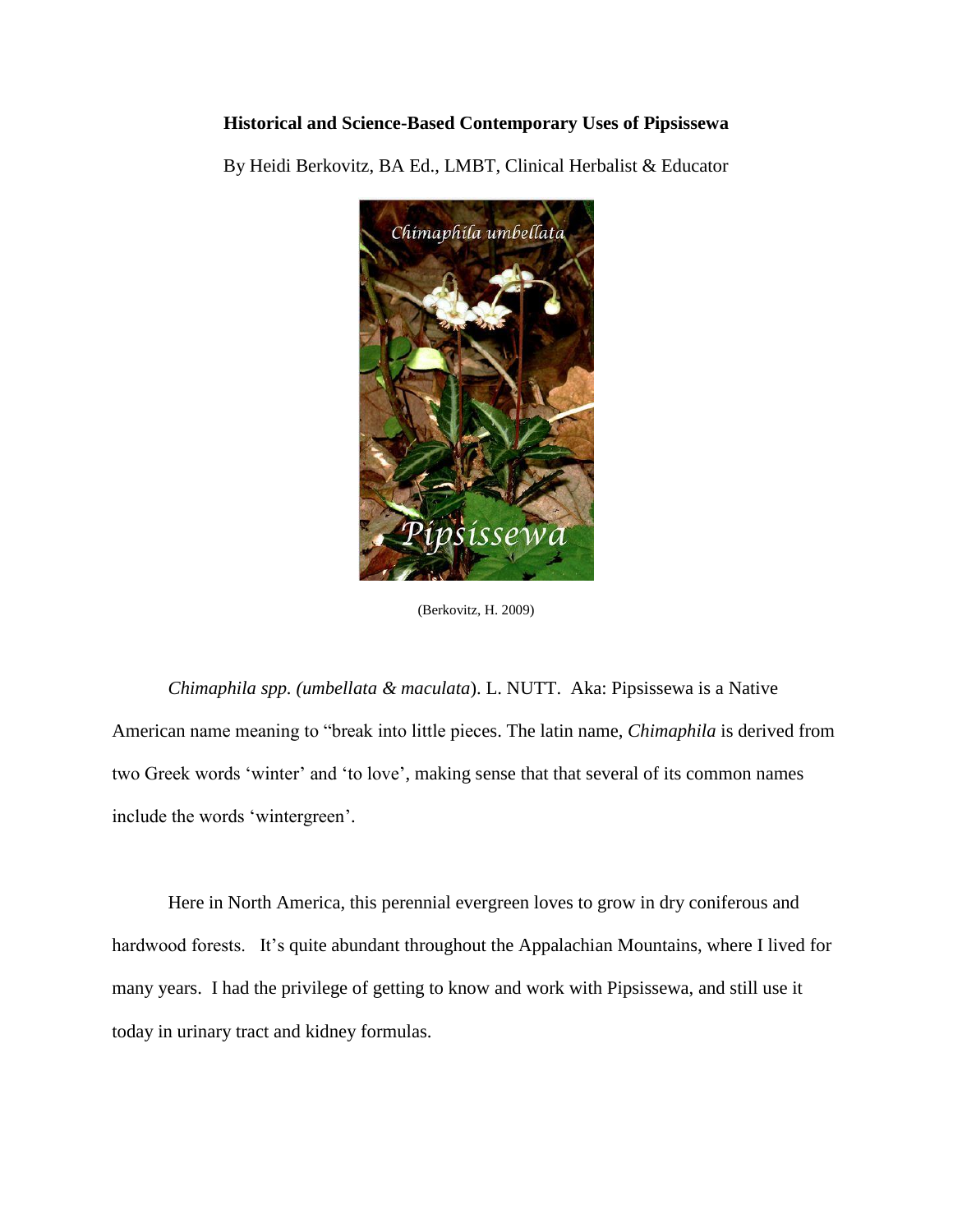**Historical and Science-Based Contemporary Uses of Pipsissewa**

By Heidi Berkovitz, BA Ed., LMBT, Clinical Herbalist & Educator

(Berkovitz, H. 2009)

*Chimaphila spp. (umbellata & maculata*). L. NUTT. Aka: Pipsissewa is a Native American name meaning to "break into little pieces. The latin name, *Chimaphila* is derived from two Greek words 'winter' and 'to love', making sense that that several of its common names include the words 'wintergreen'.

Here in North America, this perennial evergreen loves to grow in dry coniferous and hardwood forests. It's quite abundant throughout the Appalachian Mountains, where I lived for many years. I had the privilege of getting to know and work with Pipsissewa, and still use it today in urinary tract and kidney formulas.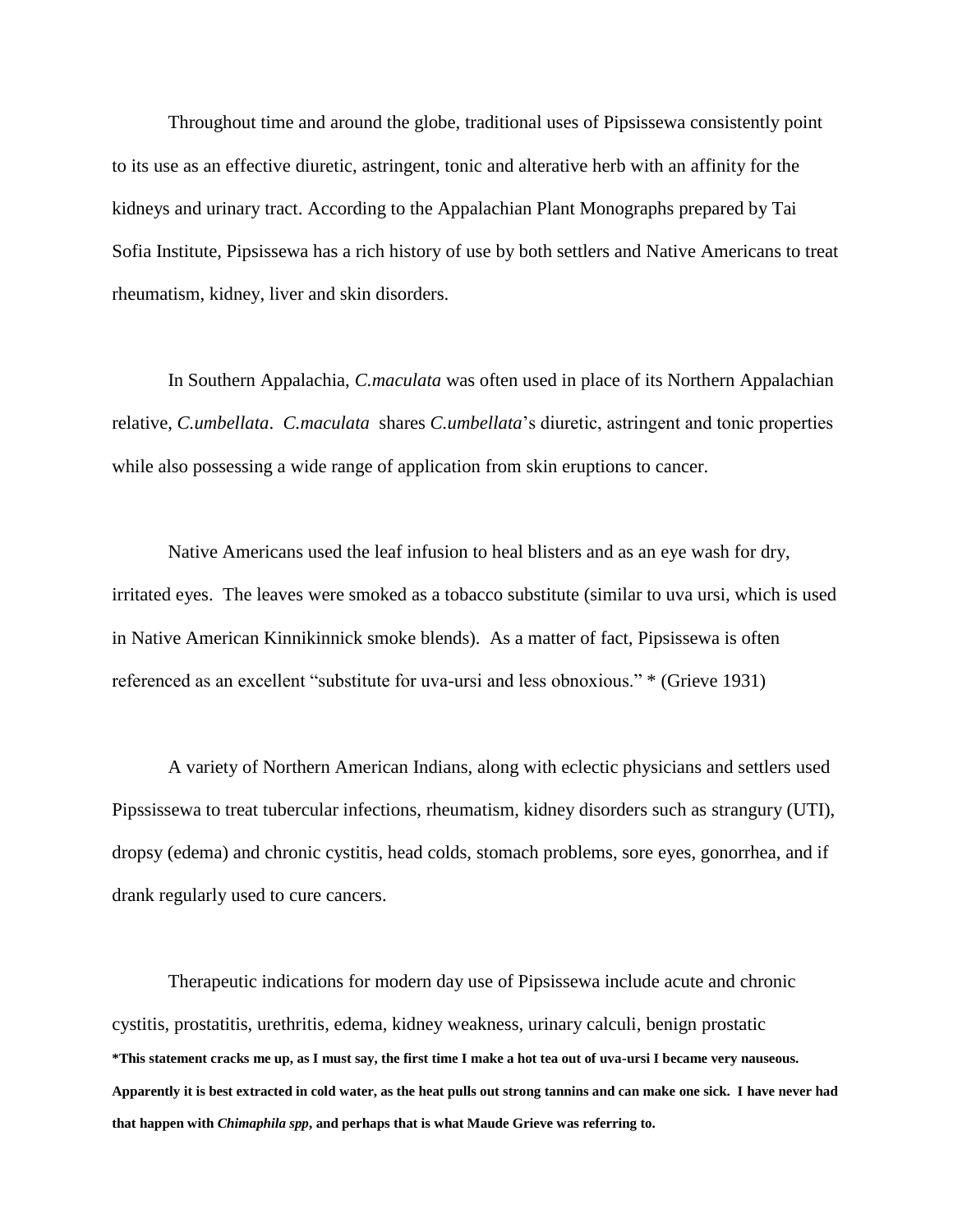Throughout time and around the globe, traditional uses of Pipsissewa consistently point to its use as an effective diuretic, astringent, tonic and alterative herb with an affinity for the kidneys and urinary tract. According to the Appalachian Plant Monographs prepared by Tai Sofia Institute, Pipsissewa has a rich history of use by both settlers and Native Americans to treat rheumatism, kidney, liver and skin disorders.

In Southern Appalachia, *C.maculata* was often used in place of its Northern Appalachian relative, *C.umbellata*. *C.maculata* shares *C.umbellata*'s diuretic, astringent and tonic properties while also possessing a wide range of application from skin eruptions to cancer.

Native Americans used the leaf infusion to heal blisters and as an eye wash for dry, irritated eyes. The leaves were smoked as a tobacco substitute (similar to uva ursi, which is used in Native American Kinnikinnick smoke blends). As a matter of fact, Pipsissewa is often referenced as an excellent "substitute for uva-ursi and less obnoxious." * (Grieve 1931)

A variety of Northern American Indians, along with eclectic physicians and settlers used Pipssissewa to treat tubercular infections, rheumatism, kidney disorders such as strangury (UTI), dropsy (edema) and chronic cystitis, head colds, stomach problems, sore eyes, gonorrhea, and if drank regularly used to cure cancers.

Therapeutic indications for modern day use of Pipsissewa include acute and chronic cystitis, prostatitis, urethritis, edema, kidney weakness, urinary calculi, benign prostatic

**\*This statement cracks me up, as I must say, the first time I make a hot tea out of uva-ursi I became very nauseous. Apparently it is best extracted in cold water, as the heat pulls out strong tannins and can make one sick. I have never had that happen with *Chimaphila spp*, and perhaps that is what Maude Grieve was referring to.**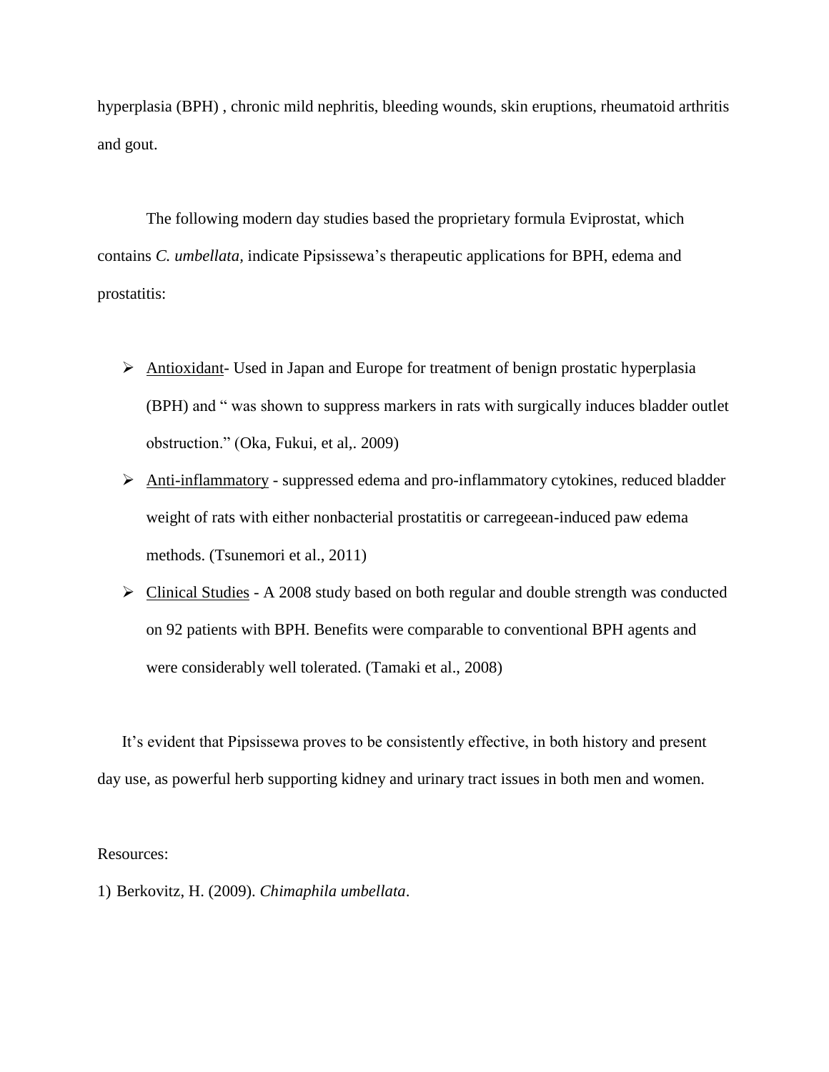hyperplasia (BPH) , chronic mild nephritis, bleeding wounds, skin eruptions, rheumatoid arthritis and gout.

The following modern day studies based the proprietary formula Eviprostat, which contains *C. umbellata*, indicate Pipsissewa's therapeutic applications for BPH, edema and prostatitis:

- Antioxidant- Used in Japan and Europe for treatment of benign prostatic hyperplasia (BPH) and " was shown to suppress markers in rats with surgically induces bladder outlet obstruction." (Oka, Fukui, et al,. 2009)
- Anti-inflammatory - suppressed edema and pro-inflammatory cytokines, reduced bladder weight of rats with either nonbacterial prostatitis or carregeean-induced paw edema methods. (Tsunemori et al., 2011)
- Clinical Studies - A 2008 study based on both regular and double strength was conducted on 92 patients with BPH. Benefits were comparable to conventional BPH agents and were considerably well tolerated. (Tamaki et al., 2008)

It's evident that Pipsissewa proves to be consistently effective, in both history and present day use, as powerful herb supporting kidney and urinary tract issues in both men and women.

Resources:

1) Berkovitz, H. (2009). *Chimaphila umbellata*.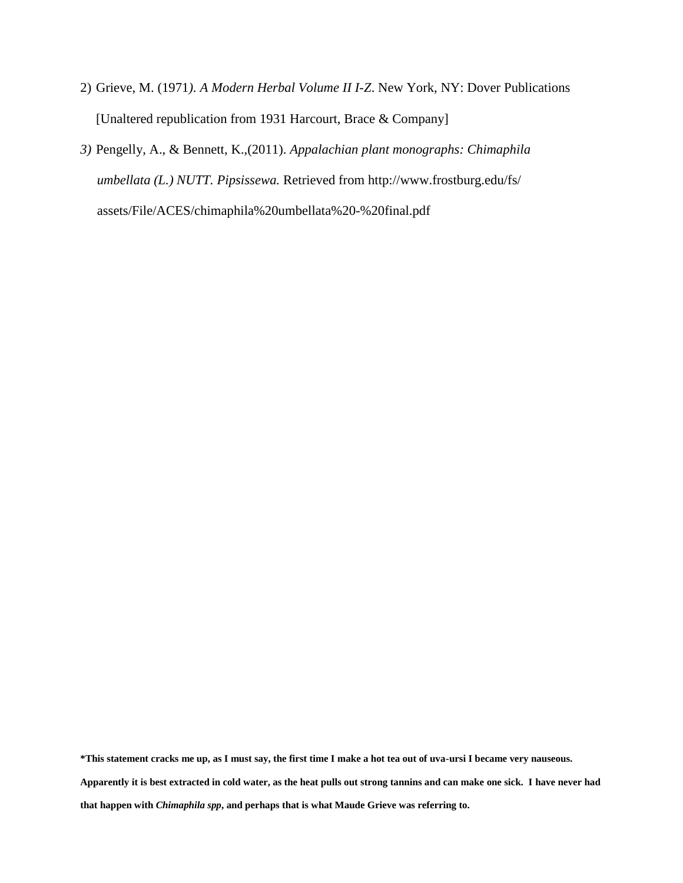2) Grieve, M. (1971*). A Modern Herbal Volume II I-Z.* New York, NY: Dover Publications [Unaltered republication from 1931 Harcourt, Brace & Company]

*3)* Pengelly, A., & Bennett, K.,(2011). *Appalachian plant monographs: Chimaphila umbellata (L.) NUTT. Pipsissewa.* Retrieved from http://www.frostburg.edu/fs/assets/File/ACES/chimaphila%20umbellata%20-%20final.pdf

**\*This statement cracks me up, as I must say, the first time I make a hot tea out of uva-ursi I became very nauseous. Apparently it is best extracted in cold water, as the heat pulls out strong tannins and can make one sick. I have never had that happen with *Chimaphila spp*, and perhaps that is what Maude Grieve was referring to.**